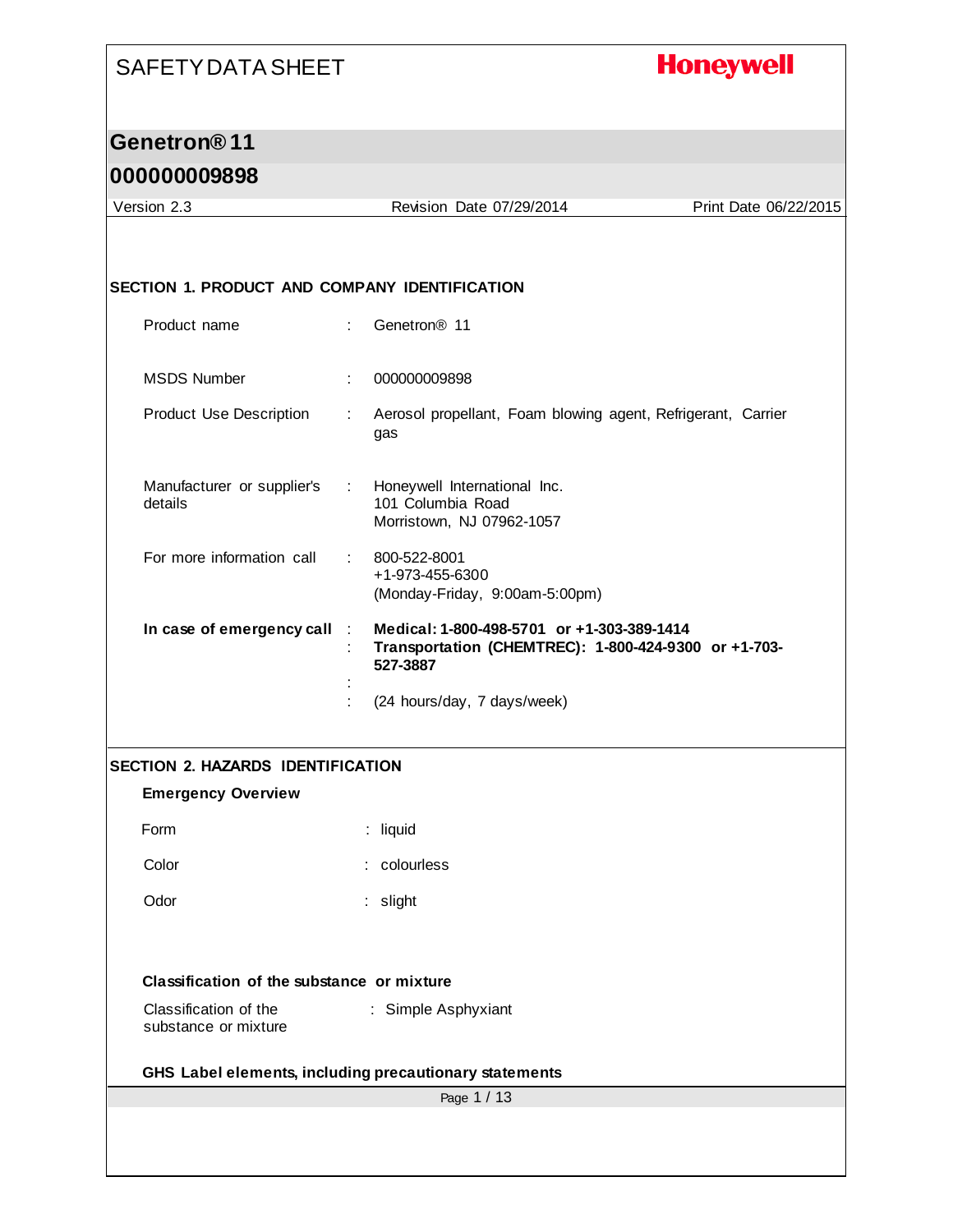# SAFETY DATA SHEET

**Honeywell**

## Genetron® 11

## 000000009898

Version 2.3 | Revision Date 07/29/2014 | Print Date 06/22/2015

### SECTION 1. PRODUCT AND COMPANY IDENTIFICATION

Product name : Genetron® 11

MSDS Number : 000000009898

Product Use Description : Aerosol propellant, Foam blowing agent, Refrigerant, Carrier gas

Manufacturer or supplier's details : Honeywell International Inc.
101 Columbia Road
Morristown, NJ 07962-1057

For more information call : 800-522-8001
+1-973-455-6300
(Monday-Friday, 9:00am-5:00pm)

**In case of emergency call** : **Medical: 1-800-498-5701 or +1-303-389-1414**
: **Transportation (CHEMTREC): 1-800-424-9300 or +1-703-527-3887**
:
: (24 hours/day, 7 days/week)

### SECTION 2. HAZARDS IDENTIFICATION

**Emergency Overview**

Form : liquid

Color : colourless

Odor : slight

**Classification of the substance or mixture**

Classification of the substance or mixture : Simple Asphyxiant

**GHS Label elements, including precautionary statements**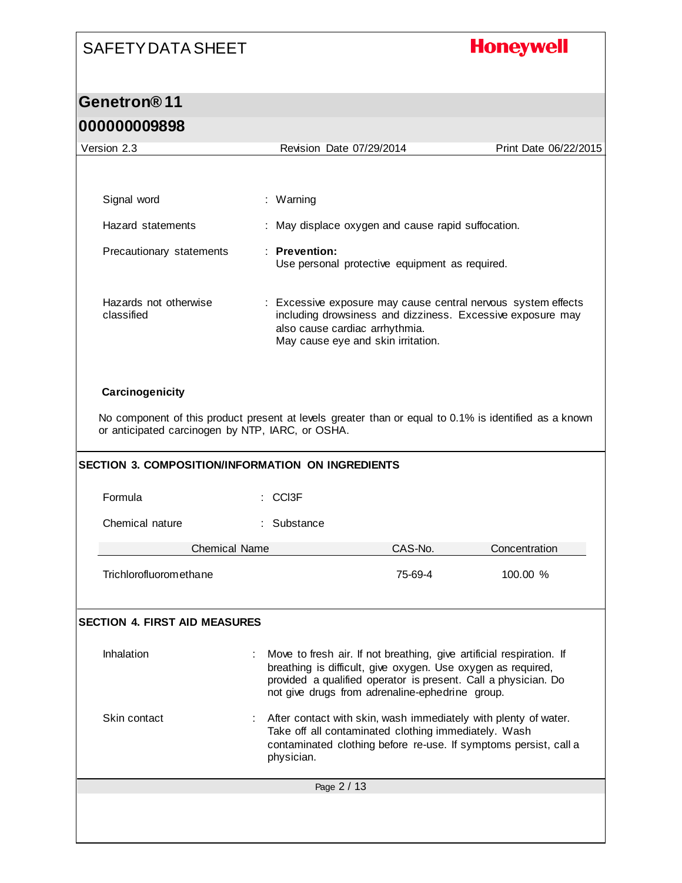| | |
|---|---|
| Signal word | : Warning |
| Hazard statements | : May displace oxygen and cause rapid suffocation. |
| Precautionary statements | : **Prevention:** Use personal protective equipment as required. |
| Hazards not otherwise classified | : Excessive exposure may cause central nervous system effects including drowsiness and dizziness. Excessive exposure may also cause cardiac arrhythmia. May cause eye and skin irritation. |

### Carcinogenicity

No component of this product present at levels greater than or equal to 0.1% is identified as a known or anticipated carcinogen by NTP, IARC, or OSHA.

## SECTION 3. COMPOSITION/INFORMATION ON INGREDIENTS

| | |
|---|---|
| Formula | : $CCl_3F$ |
| Chemical nature | : Substance |

| Chemical Name | CAS-No. | Concentration |
|---|---|---|
| Trichlorofluoromethane | 75-69-4 | 100.00 % |

## SECTION 4. FIRST AID MEASURES

| | |
|---|---|
| Inhalation | : Move to fresh air. If not breathing, give artificial respiration. If breathing is difficult, give oxygen. Use oxygen as required, provided a qualified operator is present. Call a physician. Do not give drugs from adrenaline-ephedrine group. |
| Skin contact | : After contact with skin, wash immediately with plenty of water. Take off all contaminated clothing immediately. Wash contaminated clothing before re-use. If symptoms persist, call a physician. |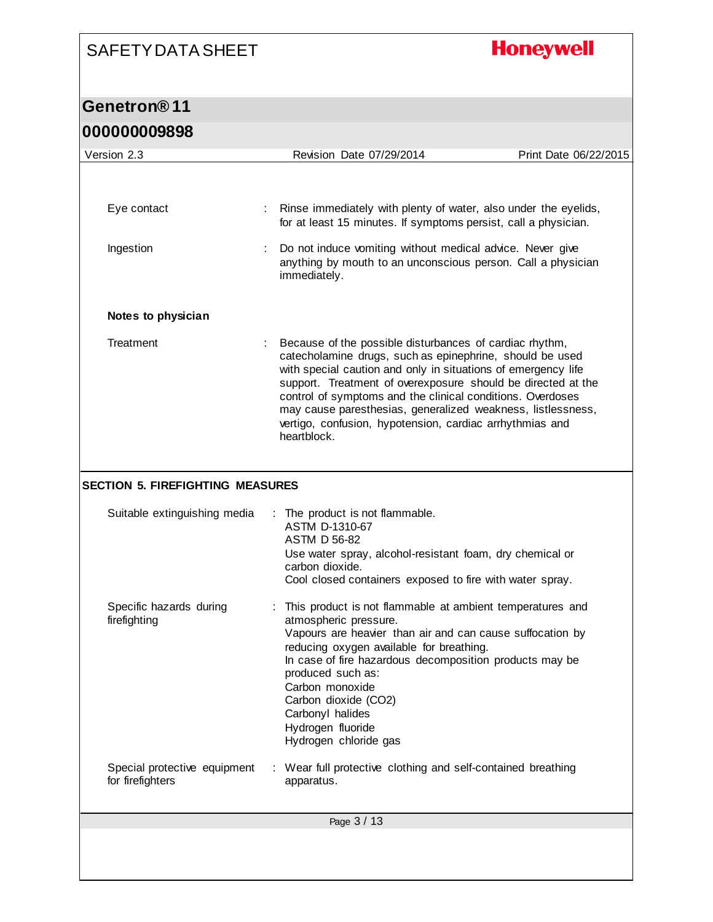Eye contact : Rinse immediately with plenty of water, also under the eyelids, for at least 15 minutes. If symptoms persist, call a physician.

Ingestion : Do not induce vomiting without medical advice. Never give anything by mouth to an unconscious person. Call a physician immediately.

**Notes to physician**

Treatment : Because of the possible disturbances of cardiac rhythm, catecholamine drugs, such as epinephrine, should be used with special caution and only in situations of emergency life support. Treatment of overexposure should be directed at the control of symptoms and the clinical conditions. Overdoses may cause paresthesias, generalized weakness, listlessness, vertigo, confusion, hypotension, cardiac arrhythmias and heartblock.

## SECTION 5. FIREFIGHTING MEASURES

Suitable extinguishing media : The product is not flammable.
ASTM D-1310-67
ASTM D 56-82
Use water spray, alcohol-resistant foam, dry chemical or carbon dioxide.
Cool closed containers exposed to fire with water spray.

Specific hazards during firefighting : This product is not flammable at ambient temperatures and atmospheric pressure.
Vapours are heavier than air and can cause suffocation by reducing oxygen available for breathing.
In case of fire hazardous decomposition products may be produced such as:
Carbon monoxide
Carbon dioxide ($CO_2$)
Carbonyl halides
Hydrogen fluoride
Hydrogen chloride gas

Special protective equipment for firefighters : Wear full protective clothing and self-contained breathing apparatus.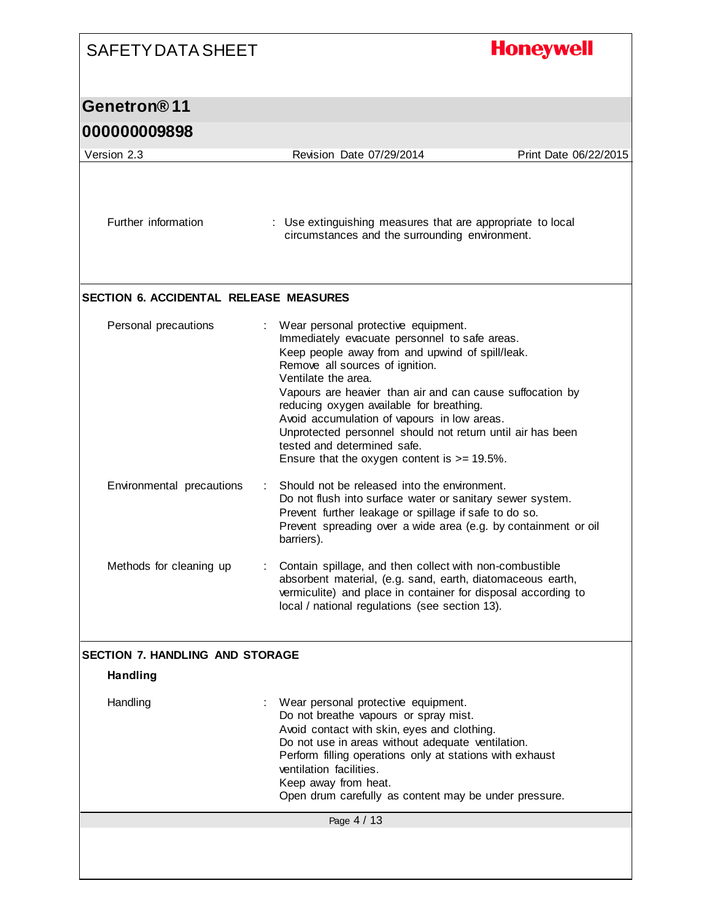| | |
|---|---|
| Further information | : Use extinguishing measures that are appropriate to local circumstances and the surrounding environment. |

## SECTION 6. ACCIDENTAL RELEASE MEASURES

| | |
|---|---|
| Personal precautions | : Wear personal protective equipment.<br>Immediately evacuate personnel to safe areas.<br>Keep people away from and upwind of spill/leak.<br>Remove all sources of ignition.<br>Ventilate the area.<br>Vapours are heavier than air and can cause suffocation by reducing oxygen available for breathing.<br>Avoid accumulation of vapours in low areas.<br>Unprotected personnel should not return until air has been tested and determined safe.<br>Ensure that the oxygen content is >= 19.5%. |
| Environmental precautions | : Should not be released into the environment.<br>Do not flush into surface water or sanitary sewer system.<br>Prevent further leakage or spillage if safe to do so.<br>Prevent spreading over a wide area (e.g. by containment or oil barriers). |
| Methods for cleaning up | : Contain spillage, and then collect with non-combustible absorbent material, (e.g. sand, earth, diatomaceous earth, vermiculite) and place in container for disposal according to local / national regulations (see section 13). |

## SECTION 7. HANDLING AND STORAGE

### Handling

| | |
|---|---|
| Handling | : Wear personal protective equipment.<br>Do not breathe vapours or spray mist.<br>Avoid contact with skin, eyes and clothing.<br>Do not use in areas without adequate ventilation.<br>Perform filling operations only at stations with exhaust ventilation facilities.<br>Keep away from heat.<br>Open drum carefully as content may be under pressure. |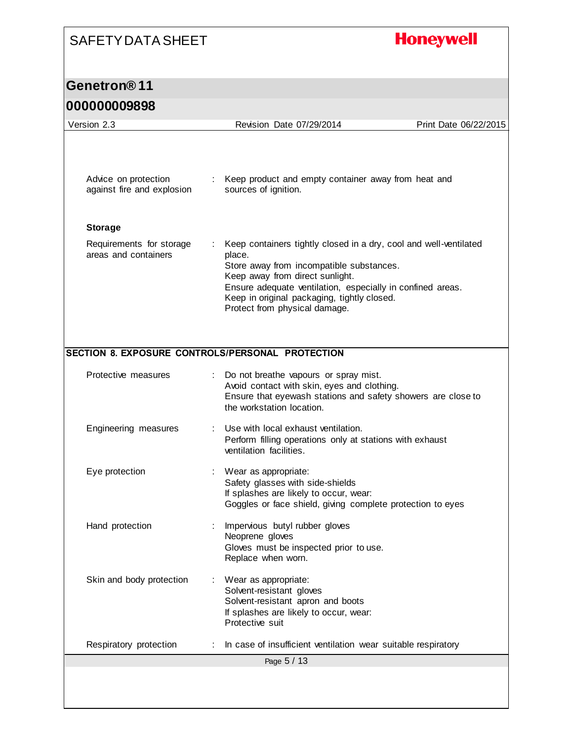Advice on protection against fire and explosion : Keep product and empty container away from heat and sources of ignition.

**Storage**

Requirements for storage areas and containers : Keep containers tightly closed in a dry, cool and well-ventilated place.
Store away from incompatible substances.
Keep away from direct sunlight.
Ensure adequate ventilation, especially in confined areas.
Keep in original packaging, tightly closed.
Protect from physical damage.

## SECTION 8. EXPOSURE CONTROLS/PERSONAL PROTECTION

Protective measures : Do not breathe vapours or spray mist.
Avoid contact with skin, eyes and clothing.
Ensure that eyewash stations and safety showers are close to the workstation location.

Engineering measures : Use with local exhaust ventilation.
Perform filling operations only at stations with exhaust ventilation facilities.

Eye protection : Wear as appropriate:
Safety glasses with side-shields
If splashes are likely to occur, wear:
Goggles or face shield, giving complete protection to eyes

Hand protection : Impervious butyl rubber gloves
Neoprene gloves
Gloves must be inspected prior to use.
Replace when worn.

Skin and body protection : Wear as appropriate:
Solvent-resistant gloves
Solvent-resistant apron and boots
If splashes are likely to occur, wear:
Protective suit

Respiratory protection : In case of insufficient ventilation wear suitable respiratory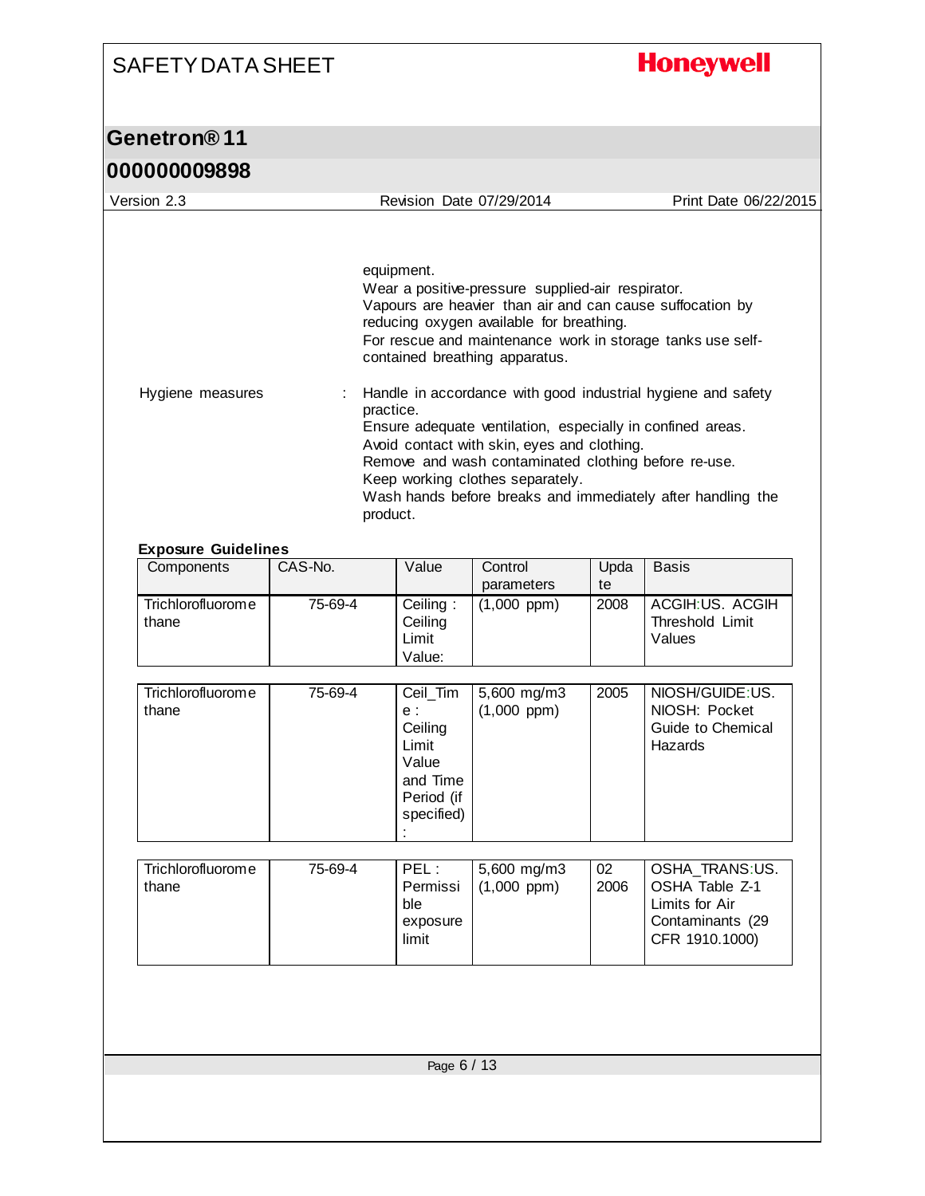equipment.
Wear a positive-pressure supplied-air respirator.
Vapours are heavier than air and can cause suffocation by reducing oxygen available for breathing.
For rescue and maintenance work in storage tanks use self-contained breathing apparatus.

Hygiene measures : Handle in accordance with good industrial hygiene and safety practice.
Ensure adequate ventilation, especially in confined areas.
Avoid contact with skin, eyes and clothing.
Remove and wash contaminated clothing before re-use.
Keep working clothes separately.
Wash hands before breaks and immediately after handling the product.

**Exposure Guidelines**

| Components | CAS-No. | Value | Control parameters | Update | Basis |
|---|---|---|---|---|---|
| Trichlorofluoromethane | 75-69-4 | Ceiling : Ceiling Limit Value: | (1,000 ppm) | 2008 | ACGIH:US. ACGIH Threshold Limit Values |
| Trichlorofluoromethane | 75-69-4 | Ceil_Time : Ceiling Limit Value and Time Period (if specified) : | 5,600 mg/m3 (1,000 ppm) | 2005 | NIOSH/GUIDE:US. NIOSH: Pocket Guide to Chemical Hazards |
| Trichlorofluoromethane | 75-69-4 | PEL : Permissible exposure limit | 5,600 mg/m3 (1,000 ppm) | 02 2006 | OSHA_TRANS:US. OSHA Table Z-1 Limits for Air Contaminants (29 CFR 1910.1000) |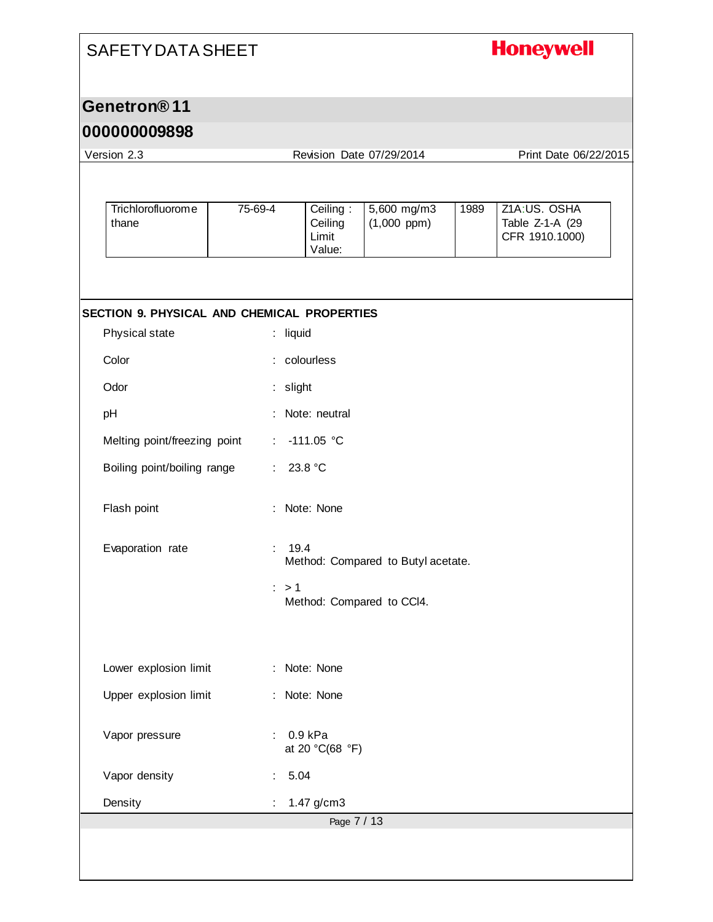| Trichlorofluoromethane | 75-69-4 | Ceiling : Ceiling Limit Value: | 5,600 mg/m3 (1,000 ppm) | 1989 | Z1A:US. OSHA Table Z-1-A (29 CFR 1910.1000) |
|---|---|---|---|---|---|

## SECTION 9. PHYSICAL AND CHEMICAL PROPERTIES

| | | |
|---|---|---|
| Physical state | : | liquid |
| Color | : | colourless |
| Odor | : | slight |
| pH | : | Note: neutral |
| Melting point/freezing point | : | -111.05 °C |
| Boiling point/boiling range | : | 23.8 °C |
| Flash point | : | Note: None |
| Evaporation rate | : | 19.4<br>Method: Compared to Butyl acetate. |
| | : | > 1<br>Method: Compared to $CCl_4$. |
| Lower explosion limit | : | Note: None |
| Upper explosion limit | : | Note: None |
| Vapor pressure | : | 0.9 kPa<br>at 20 °C(68 °F) |
| Vapor density | : | 5.04 |
| Density | : | 1.47 g/cm3 |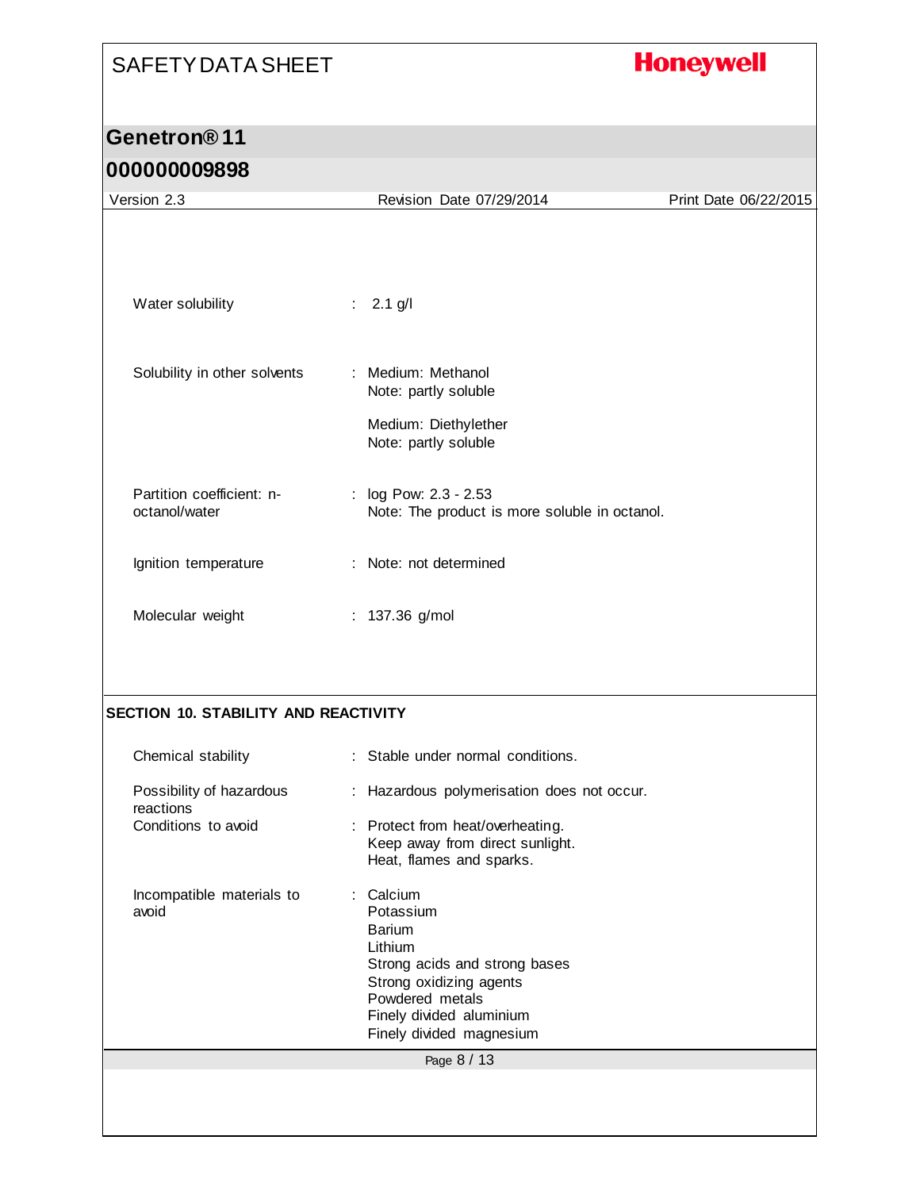| | |
|---|---|
| Water solubility | : 2.1 g/l |
| Solubility in other solvents | : Medium: Methanol<br>Note: partly soluble<br><br>Medium: Diethylether<br>Note: partly soluble |
| Partition coefficient: n-octanol/water | : log Pow: 2.3 - 2.53<br>Note: The product is more soluble in octanol. |
| Ignition temperature | : Note: not determined |
| Molecular weight | : 137.36 g/mol |

## SECTION 10. STABILITY AND REACTIVITY

| | |
|---|---|
| Chemical stability | : Stable under normal conditions. |
| Possibility of hazardous reactions | : Hazardous polymerisation does not occur. |
| Conditions to avoid | : Protect from heat/overheating.<br>Keep away from direct sunlight.<br>Heat, flames and sparks. |
| Incompatible materials to avoid | : Calcium<br>Potassium<br>Barium<br>Lithium<br>Strong acids and strong bases<br>Strong oxidizing agents<br>Powdered metals<br>Finely divided aluminium<br>Finely divided magnesium |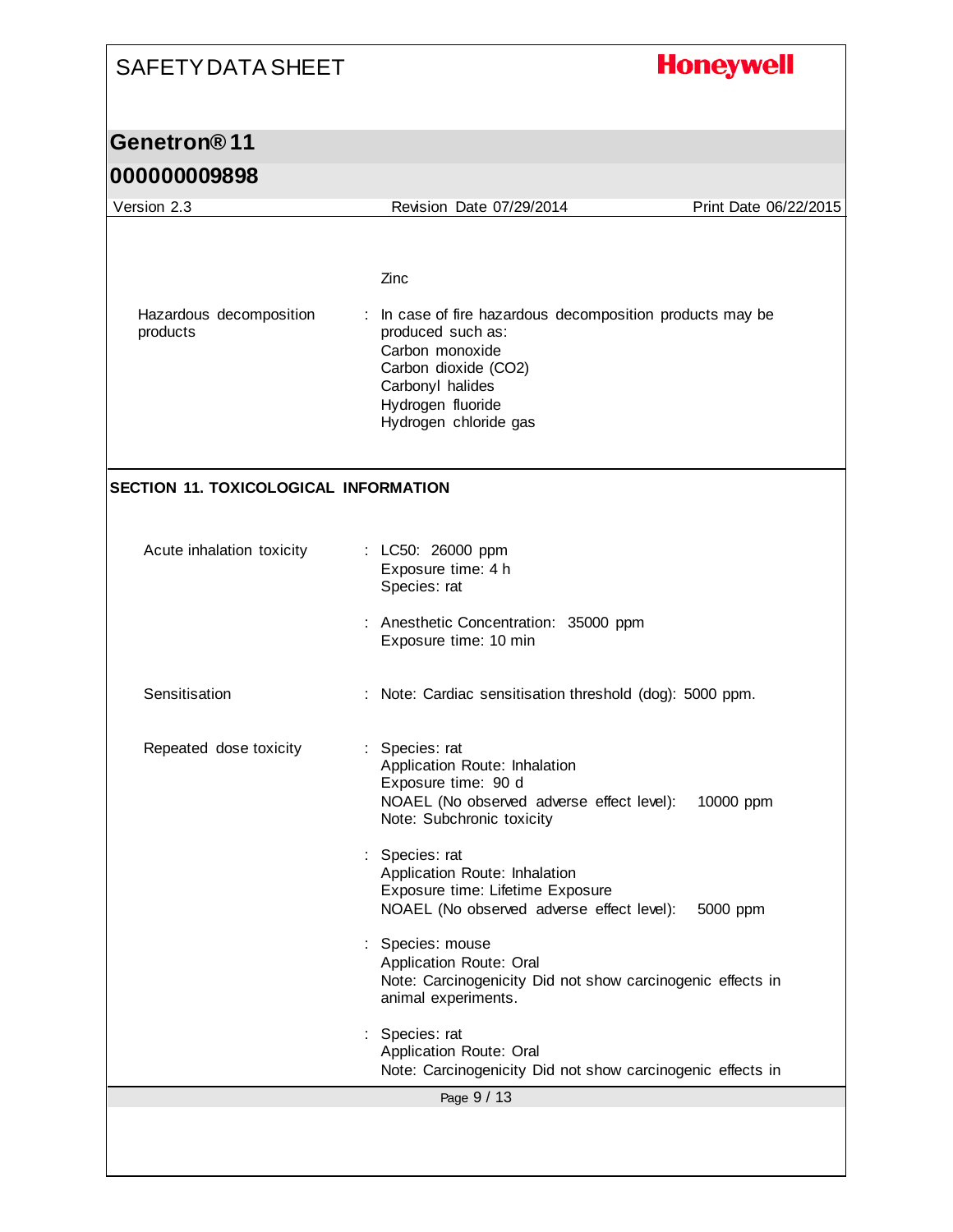Zinc

Hazardous decomposition products : In case of fire hazardous decomposition products may be produced such as:
Carbon monoxide
Carbon dioxide ($CO_2$)
Carbonyl halides
Hydrogen fluoride
Hydrogen chloride gas

## SECTION 11. TOXICOLOGICAL INFORMATION

Acute inhalation toxicity : LC50: 26000 ppm
Exposure time: 4 h
Species: rat

: Anesthetic Concentration: 35000 ppm
Exposure time: 10 min

Sensitisation : Note: Cardiac sensitisation threshold (dog): 5000 ppm.

Repeated dose toxicity : Species: rat
Application Route: Inhalation
Exposure time: 90 d
NOAEL (No observed adverse effect level): 10000 ppm
Note: Subchronic toxicity

: Species: rat
Application Route: Inhalation
Exposure time: Lifetime Exposure
NOAEL (No observed adverse effect level): 5000 ppm

: Species: mouse
Application Route: Oral
Note: Carcinogenicity Did not show carcinogenic effects in animal experiments.

: Species: rat
Application Route: Oral
Note: Carcinogenicity Did not show carcinogenic effects in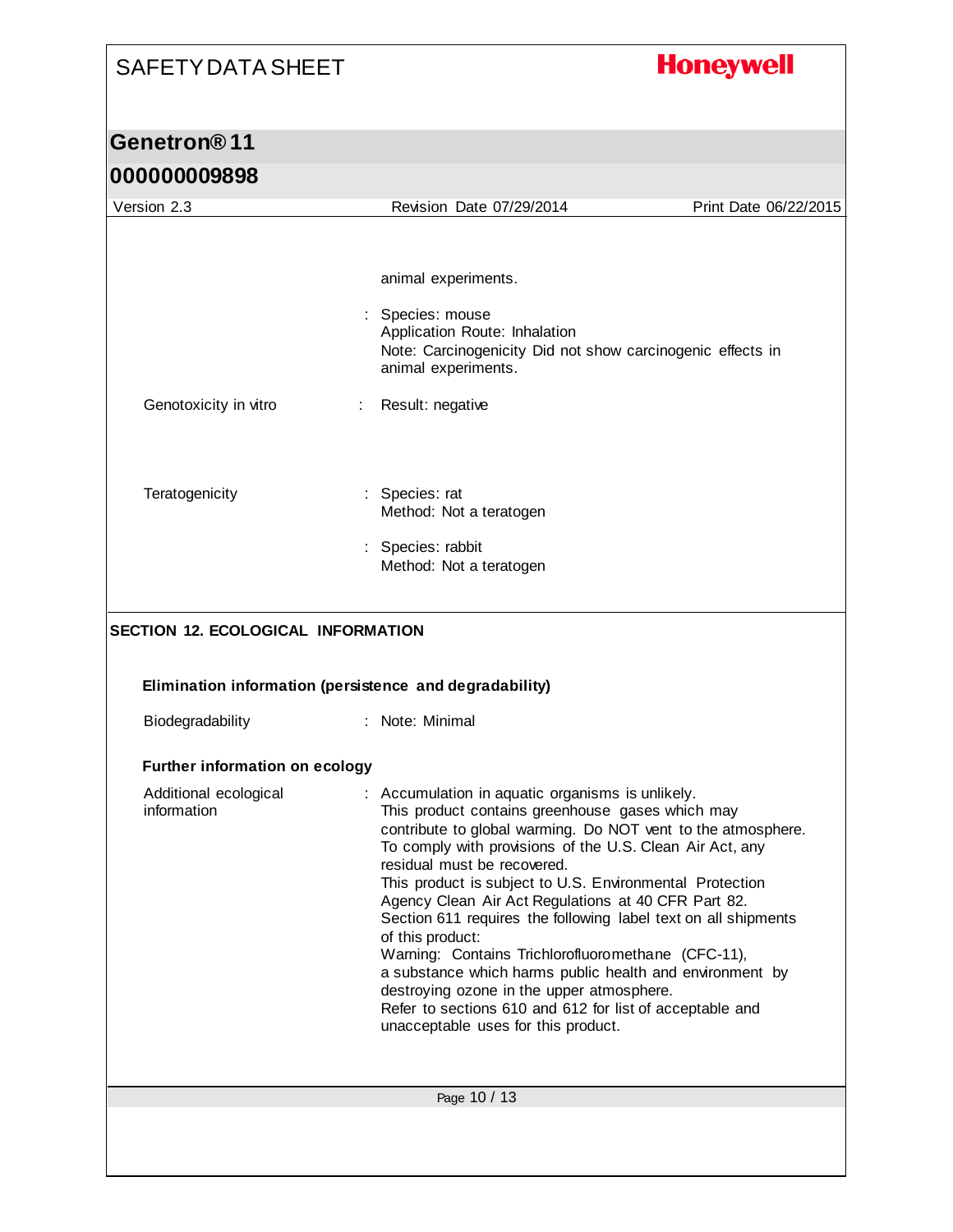animal experiments.

: Species: mouse
Application Route: Inhalation
Note: Carcinogenicity Did not show carcinogenic effects in animal experiments.

Genotoxicity in vitro : Result: negative

Teratogenicity : Species: rat
Method: Not a teratogen

: Species: rabbit
Method: Not a teratogen

## SECTION 12. ECOLOGICAL INFORMATION

### Elimination information (persistence and degradability)

Biodegradability : Note: Minimal

### Further information on ecology

Additional ecological information : Accumulation in aquatic organisms is unlikely.
This product contains greenhouse gases which may contribute to global warming. Do NOT vent to the atmosphere.
To comply with provisions of the U.S. Clean Air Act, any residual must be recovered.
This product is subject to U.S. Environmental Protection Agency Clean Air Act Regulations at 40 CFR Part 82.
Section 611 requires the following label text on all shipments of this product:
Warning: Contains Trichlorofluoromethane (CFC-11), a substance which harms public health and environment by destroying ozone in the upper atmosphere.
Refer to sections 610 and 612 for list of acceptable and unacceptable uses for this product.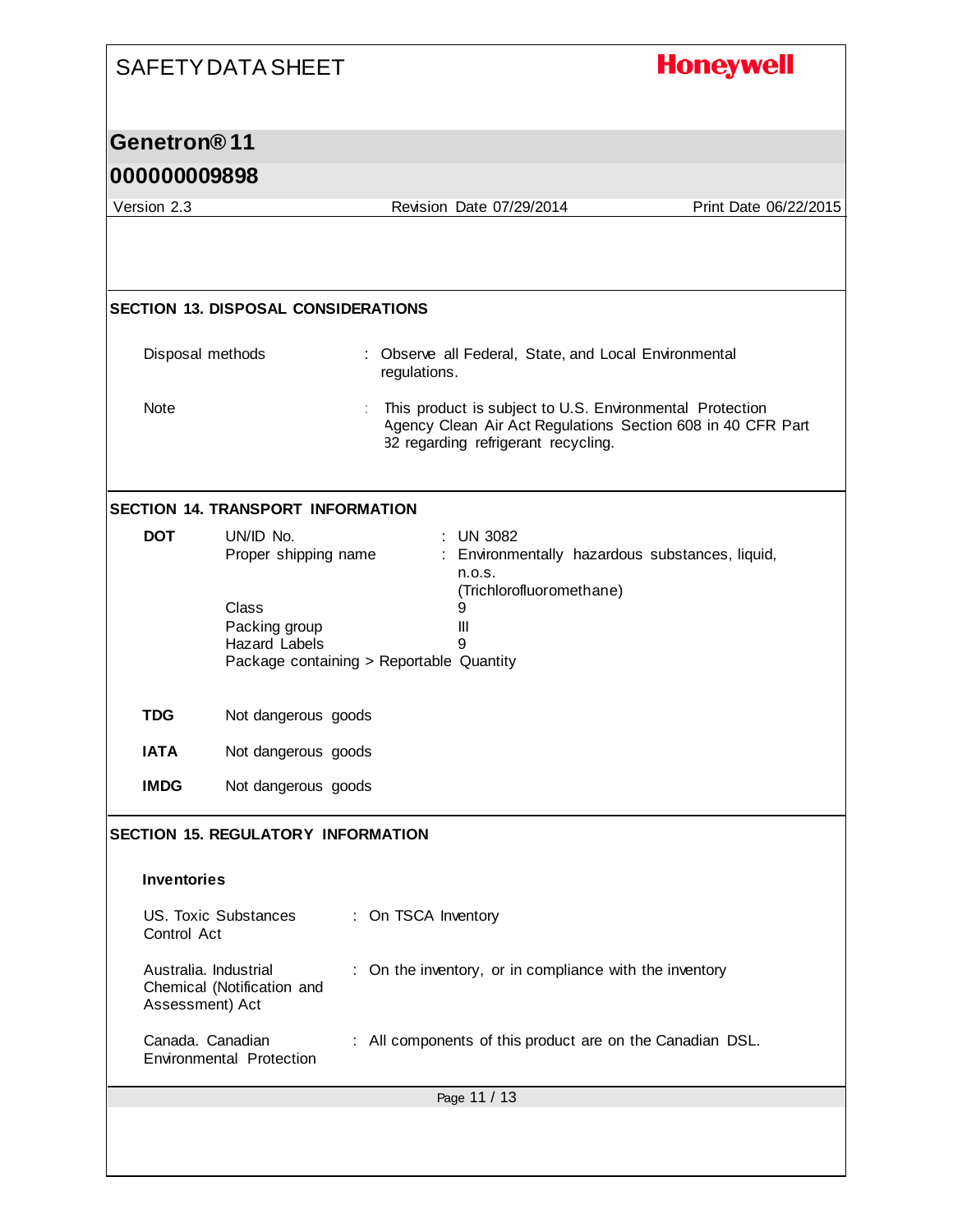## SECTION 13. DISPOSAL CONSIDERATIONS

| | |
|---|---|
| Disposal methods | : Observe all Federal, State, and Local Environmental regulations. |
| Note | : This product is subject to U.S. Environmental Protection Agency Clean Air Act Regulations Section 608 in 40 CFR Part 82 regarding refrigerant recycling. |

## SECTION 14. TRANSPORT INFORMATION

**DOT**

| | |
|---|---|
| UN/ID No. | : UN 3082 |
| Proper shipping name | : Environmentally hazardous substances, liquid, n.o.s. (Trichlorofluoromethane) |
| Class | 9 |
| Packing group | III |
| Hazard Labels | 9 |

Package containing > Reportable Quantity

**TDG** Not dangerous goods

**IATA** Not dangerous goods

**IMDG** Not dangerous goods

## SECTION 15. REGULATORY INFORMATION

### Inventories

| | |
|---|---|
| US. Toxic Substances Control Act | : On TSCA Inventory |
| Australia. Industrial Chemical (Notification and Assessment) Act | : On the inventory, or in compliance with the inventory |
| Canada. Canadian Environmental Protection | : All components of this product are on the Canadian DSL. |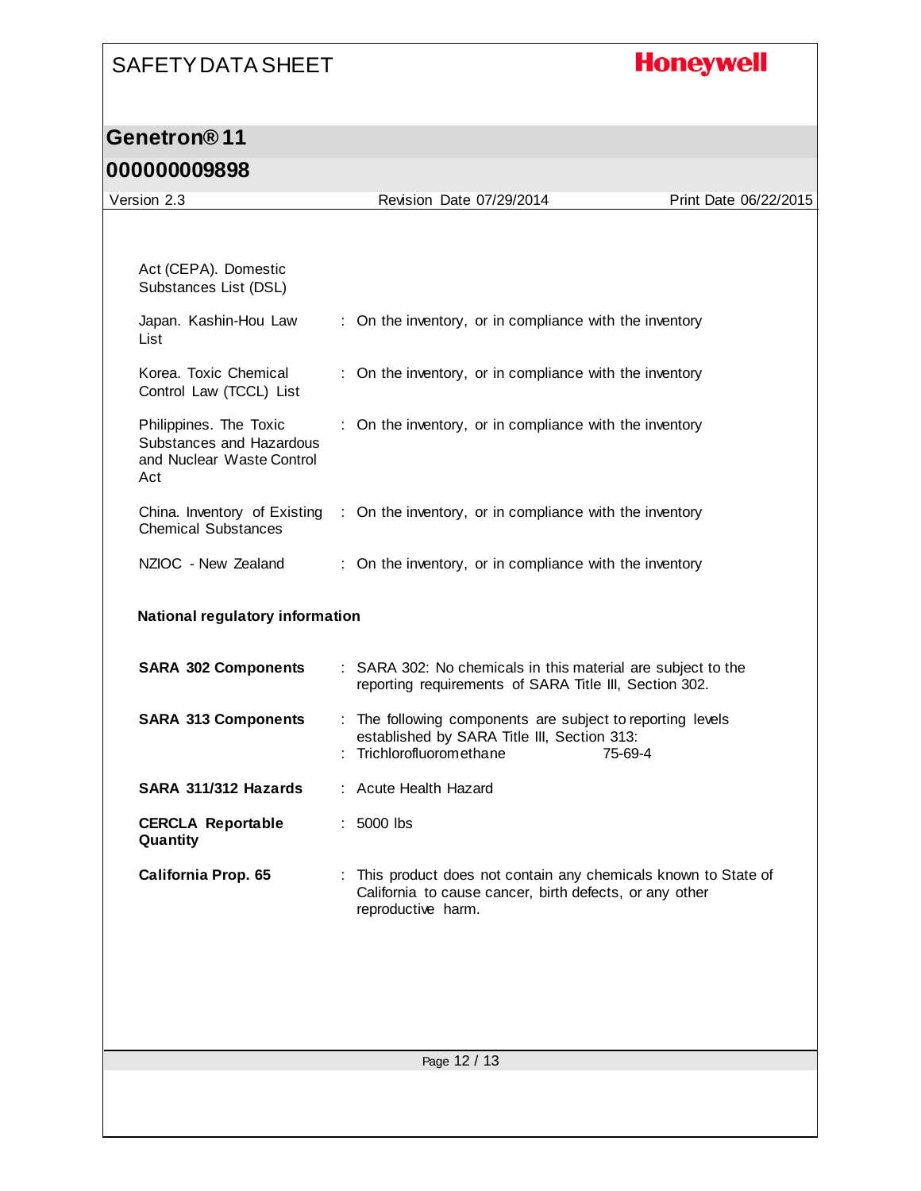Act (CEPA). Domestic Substances List (DSL)

| | |
|---|---|
| Japan. Kashin-Hou Law List | : On the inventory, or in compliance with the inventory |
| Korea. Toxic Chemical Control Law (TCCL) List | : On the inventory, or in compliance with the inventory |
| Philippines. The Toxic Substances and Hazardous and Nuclear Waste Control Act | : On the inventory, or in compliance with the inventory |
| China. Inventory of Existing Chemical Substances | : On the inventory, or in compliance with the inventory |
| NZIOC - New Zealand | : On the inventory, or in compliance with the inventory |

**National regulatory information**

| | |
|---|---|
| **SARA 302 Components** | : SARA 302: No chemicals in this material are subject to the reporting requirements of SARA Title III, Section 302. |
| **SARA 313 Components** | : The following components are subject to reporting levels established by SARA Title III, Section 313: |
| | : Trichlorofluoromethane 75-69-4 |
| **SARA 311/312 Hazards** | : Acute Health Hazard |
| **CERCLA Reportable Quantity** | : 5000 lbs |
| **California Prop. 65** | : This product does not contain any chemicals known to State of California to cause cancer, birth defects, or any other reproductive harm. |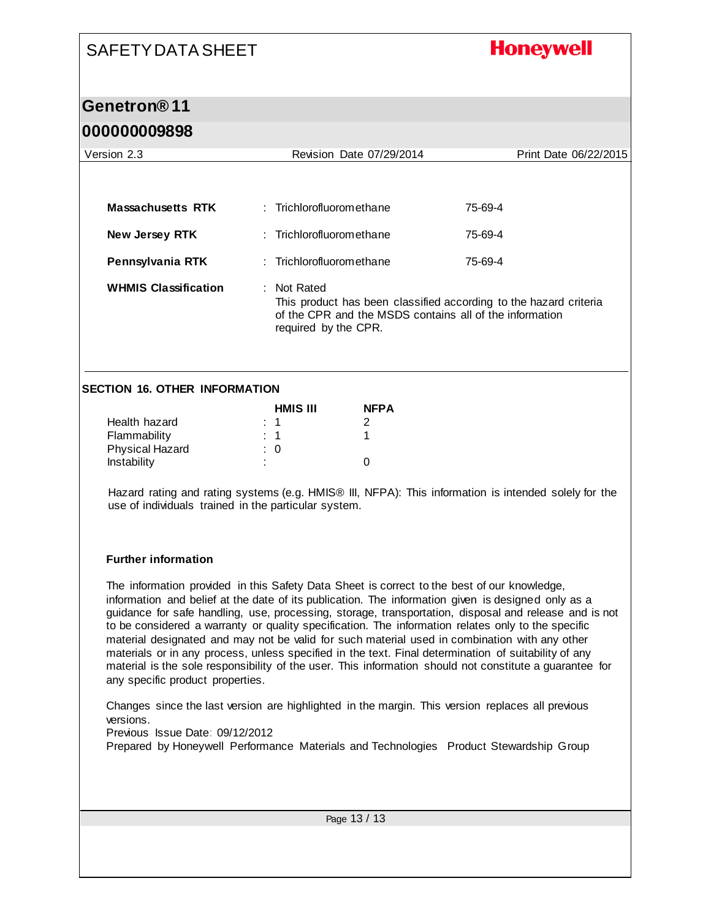| | | |
|---|---|---|
| **Massachusetts RTK** | : Trichlorofluoromethane | 75-69-4 |
| **New Jersey RTK** | : Trichlorofluoromethane | 75-69-4 |
| **Pennsylvania RTK** | : Trichlorofluoromethane | 75-69-4 |

**WHMIS Classification** : Not Rated
This product has been classified according to the hazard criteria of the CPR and the MSDS contains all of the information required by the CPR.

## SECTION 16. OTHER INFORMATION

| | HMIS III | NFPA |
|---|---|---|
| Health hazard | : 1 | 2 |
| Flammability | : 1 | 1 |
| Physical Hazard | : 0 | |
| Instability | : | 0 |

Hazard rating and rating systems (e.g. HMIS® III, NFPA): This information is intended solely for the use of individuals trained in the particular system.

### Further information

The information provided in this Safety Data Sheet is correct to the best of our knowledge, information and belief at the date of its publication. The information given is designed only as a guidance for safe handling, use, processing, storage, transportation, disposal and release and is not to be considered a warranty or quality specification. The information relates only to the specific material designated and may not be valid for such material used in combination with any other materials or in any process, unless specified in the text. Final determination of suitability of any material is the sole responsibility of the user. This information should not constitute a guarantee for any specific product properties.

Changes since the last version are highlighted in the margin. This version replaces all previous versions.
Previous Issue Date: 09/12/2012
Prepared by Honeywell Performance Materials and Technologies Product Stewardship Group